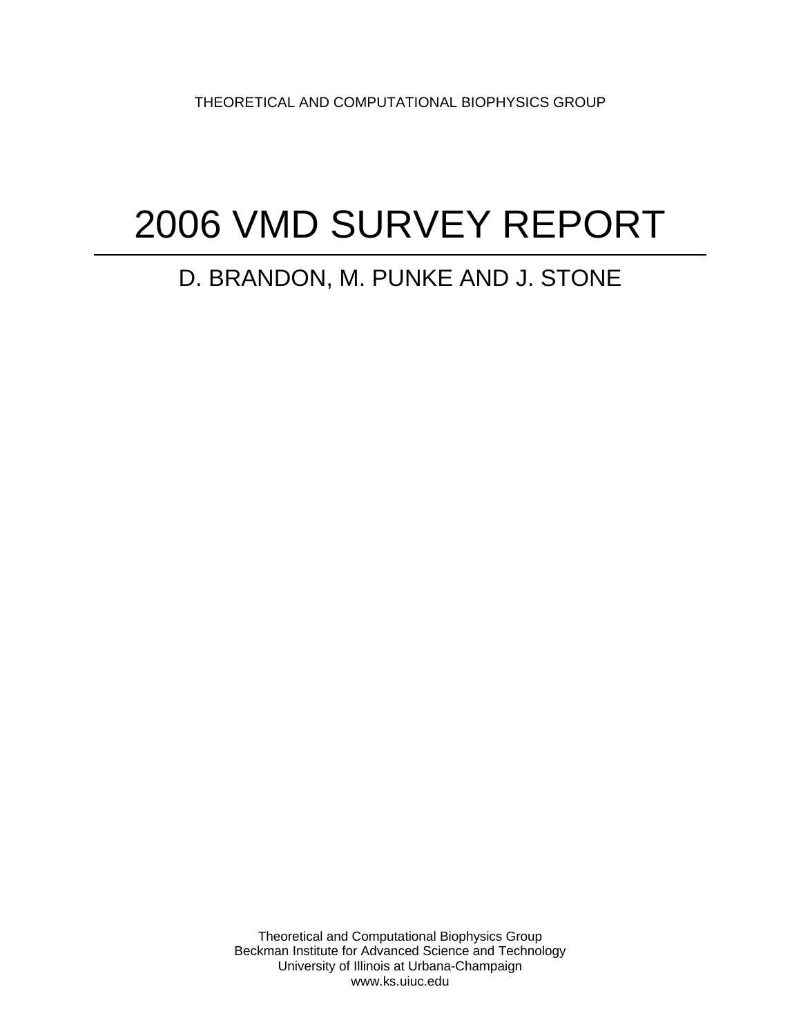THEORETICAL AND COMPUTATIONAL BIOPHYSICS GROUP

# 2006 VMD SURVEY REPORT

## D. BRANDON, M. PUNKE AND J. STONE

Theoretical and Computational Biophysics Group
Beckman Institute for Advanced Science and Technology
University of Illinois at Urbana-Champaign
www.ks.uiuc.edu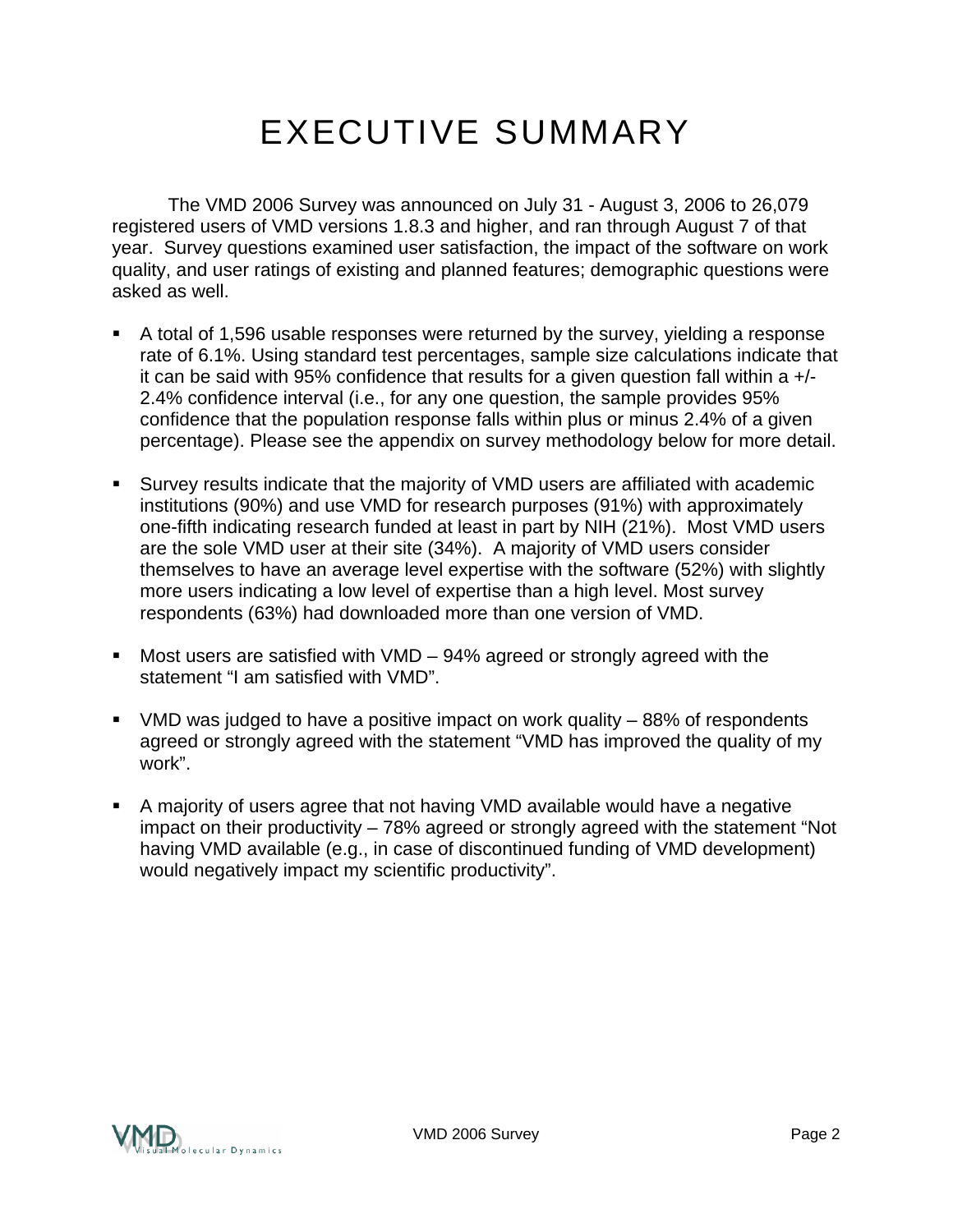# EXECUTIVE SUMMARY

The VMD 2006 Survey was announced on July 31 - August 3, 2006 to 26,079 registered users of VMD versions 1.8.3 and higher, and ran through August 7 of that year. Survey questions examined user satisfaction, the impact of the software on work quality, and user ratings of existing and planned features; demographic questions were asked as well.

- A total of 1,596 usable responses were returned by the survey, yielding a response rate of 6.1%. Using standard test percentages, sample size calculations indicate that it can be said with 95% confidence that results for a given question fall within a +/- 2.4% confidence interval (i.e., for any one question, the sample provides 95% confidence that the population response falls within plus or minus 2.4% of a given percentage). Please see the appendix on survey methodology below for more detail.

- Survey results indicate that the majority of VMD users are affiliated with academic institutions (90%) and use VMD for research purposes (91%) with approximately one-fifth indicating research funded at least in part by NIH (21%). Most VMD users are the sole VMD user at their site (34%). A majority of VMD users consider themselves to have an average level expertise with the software (52%) with slightly more users indicating a low level of expertise than a high level. Most survey respondents (63%) had downloaded more than one version of VMD.

- Most users are satisfied with VMD – 94% agreed or strongly agreed with the statement "I am satisfied with VMD".

- VMD was judged to have a positive impact on work quality – 88% of respondents agreed or strongly agreed with the statement "VMD has improved the quality of my work".

- A majority of users agree that not having VMD available would have a negative impact on their productivity – 78% agreed or strongly agreed with the statement "Not having VMD available (e.g., in case of discontinued funding of VMD development) would negatively impact my scientific productivity".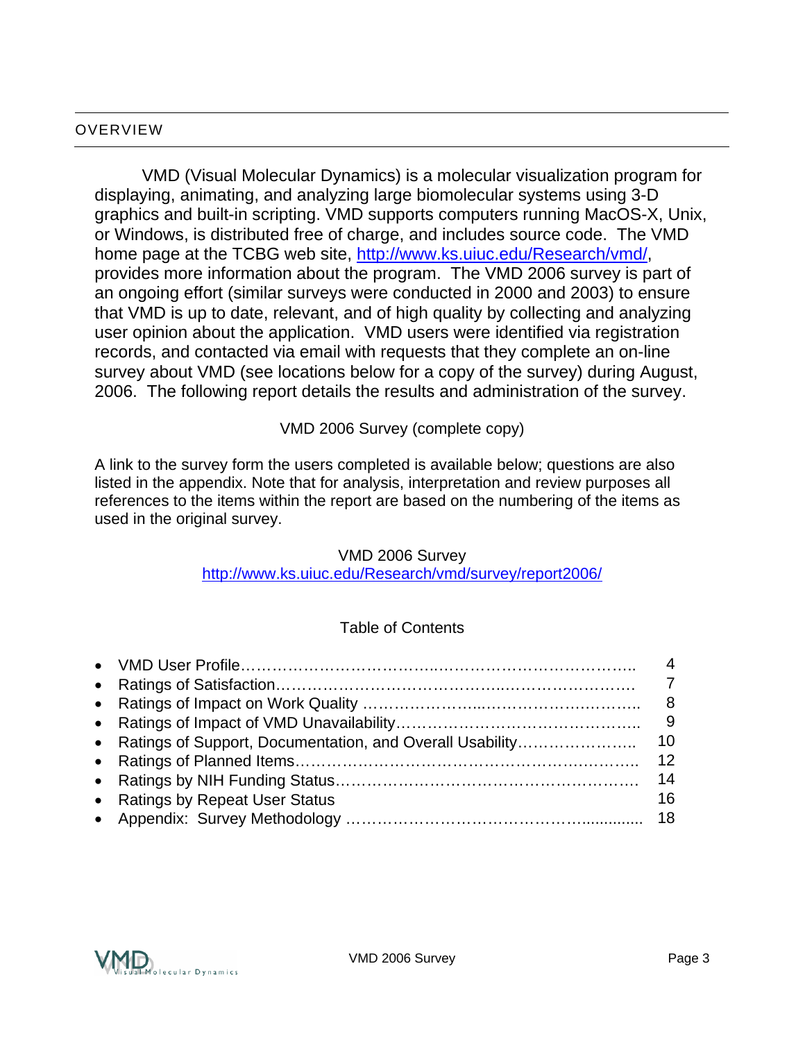## OVERVIEW

VMD (Visual Molecular Dynamics) is a molecular visualization program for displaying, animating, and analyzing large biomolecular systems using 3-D graphics and built-in scripting. VMD supports computers running MacOS-X, Unix, or Windows, is distributed free of charge, and includes source code. The VMD home page at the TCBG web site, http://www.ks.uiuc.edu/Research/vmd/, provides more information about the program. The VMD 2006 survey is part of an ongoing effort (similar surveys were conducted in 2000 and 2003) to ensure that VMD is up to date, relevant, and of high quality by collecting and analyzing user opinion about the application. VMD users were identified via registration records, and contacted via email with requests that they complete an on-line survey about VMD (see locations below for a copy of the survey) during August, 2006. The following report details the results and administration of the survey.

VMD 2006 Survey (complete copy)

A link to the survey form the users completed is available below; questions are also listed in the appendix. Note that for analysis, interpretation and review purposes all references to the items within the report are based on the numbering of the items as used in the original survey.

VMD 2006 Survey
http://www.ks.uiuc.edu/Research/vmd/survey/report2006/

Table of Contents

- VMD User Profile…………………………………………………………………….. 4
- Ratings of Satisfaction………………………………………………………………. 7
- Ratings of Impact on Work Quality ………………………………………………….. 8
- Ratings of Impact of VMD Unavailability……………………………………………….. 9
- Ratings of Support, Documentation, and Overall Usability………………….. 10
- Ratings of Planned Items………………………………………………………….. 12
- Ratings by NIH Funding Status…………………………………………………. 14
- Ratings by Repeat User Status 16
- Appendix: Survey Methodology …………………………………………….............. 18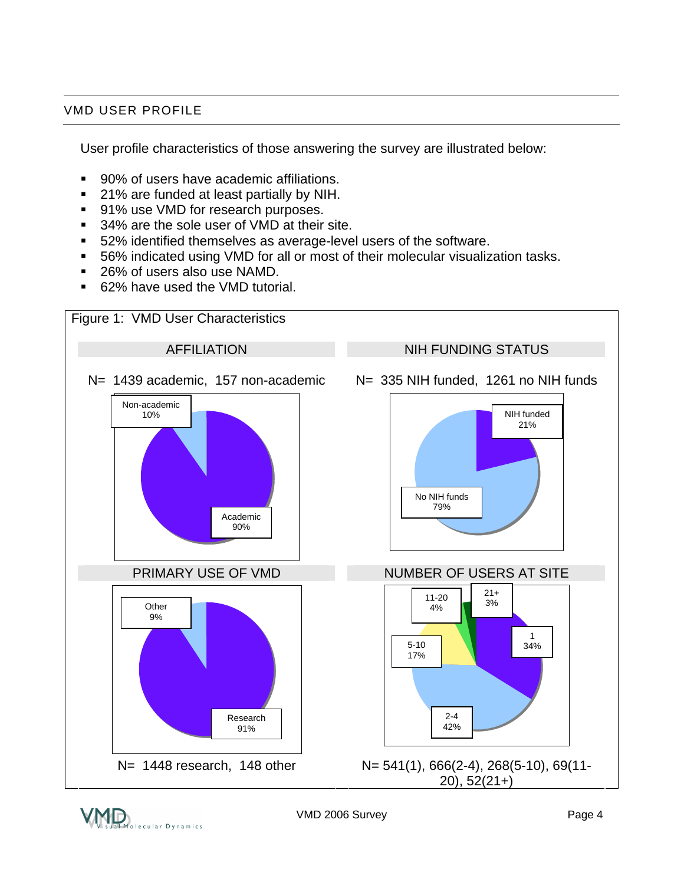## VMD USER PROFILE

User profile characteristics of those answering the survey are illustrated below:

- 90% of users have academic affiliations.
- 21% are funded at least partially by NIH.
- 91% use VMD for research purposes.
- 34% are the sole user of VMD at their site.
- 52% identified themselves as average-level users of the software.
- 56% indicated using VMD for all or most of their molecular visualization tasks.
- 26% of users also use NAMD.
- 62% have used the VMD tutorial.

Figure 1: VMD User Characteristics

**AFFILIATION**

N= 1439 academic, 157 non-academic

Non-academic 10%

Academic 90%

**NIH FUNDING STATUS**

N= 335 NIH funded, 1261 no NIH funds

NIH funded 21%

No NIH funds 79%

**PRIMARY USE OF VMD**

Other 9%

Research 91%

N= 1448 research, 148 other

**NUMBER OF USERS AT SITE**

11-20 4%

21+ 3%

1 34%

5-10 17%

2-4 42%

N= 541(1), 666(2-4), 268(5-10), 69(11-20), 52(21+)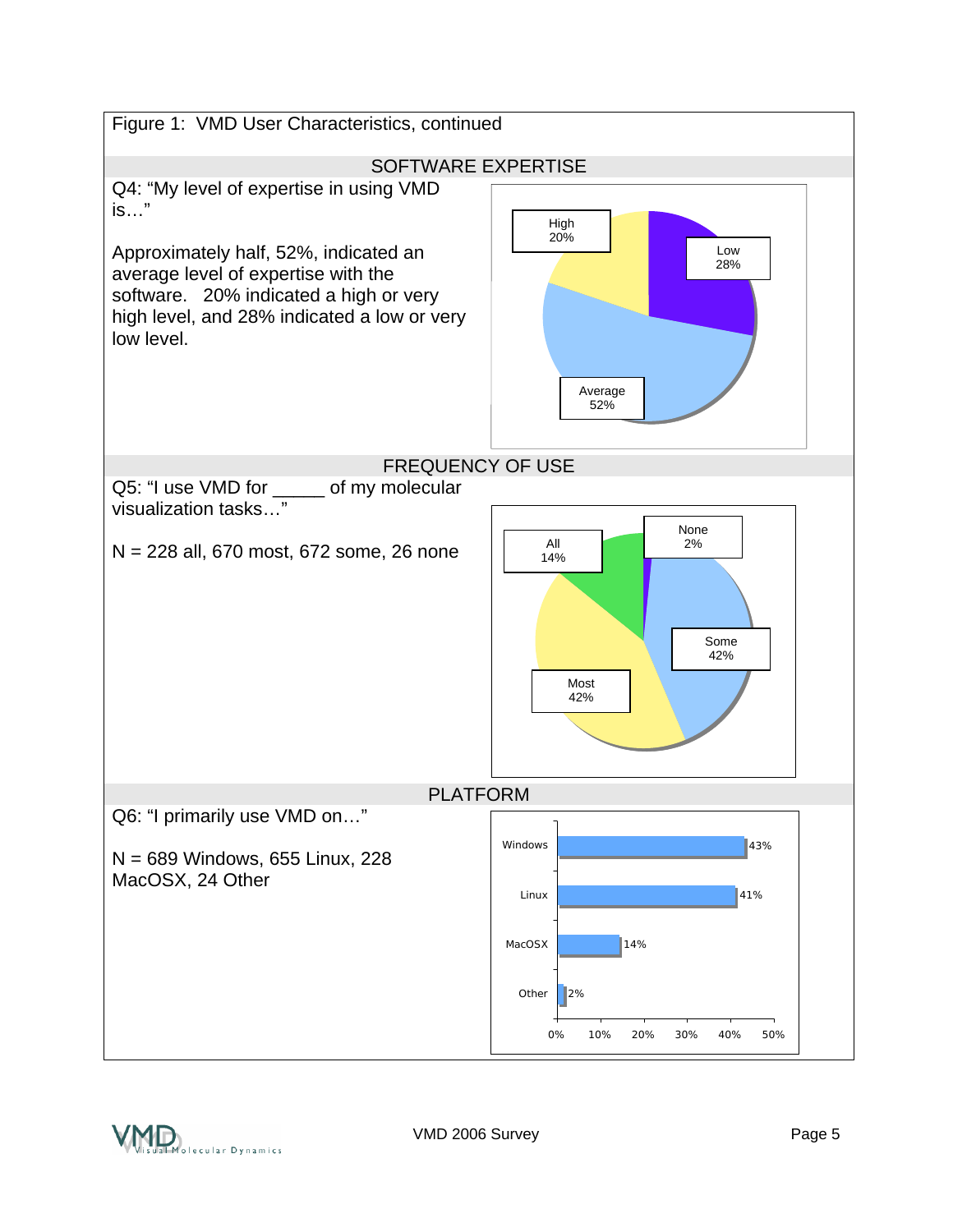Figure 1: VMD User Characteristics, continued

## SOFTWARE EXPERTISE

Q4: “My level of expertise in using VMD is…”

Approximately half, 52%, indicated an average level of expertise with the software. 20% indicated a high or very high level, and 28% indicated a low or very low level.

High 20%
Low 28%
Average 52%

## FREQUENCY OF USE

Q5: “I use VMD for _____ of my molecular visualization tasks…”

N = 228 all, 670 most, 672 some, 26 none

All 14%
None 2%
Some 42%
Most 42%

## PLATFORM

Q6: “I primarily use VMD on…”

N = 689 Windows, 655 Linux, 228 MacOSX, 24 Other

| Platform | Percent |
| --- | --- |
| Windows | 43% |
| Linux | 41% |
| MacOSX | 14% |
| Other | 2% |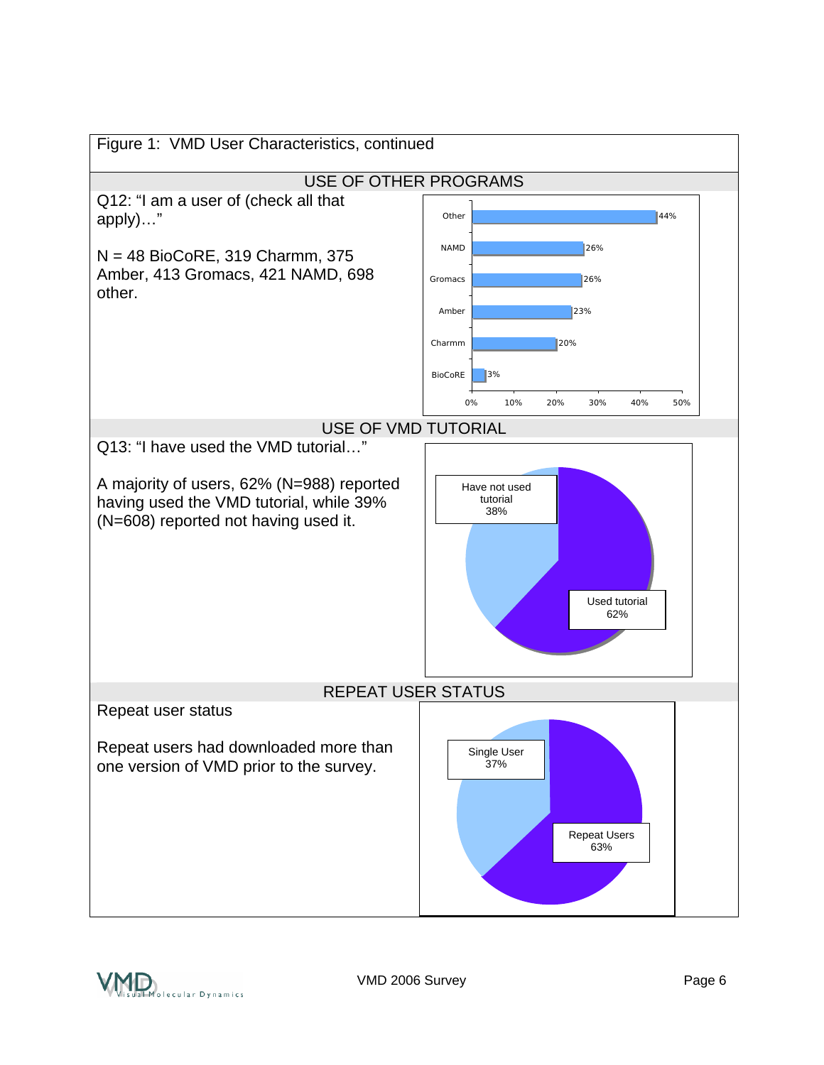Figure 1: VMD User Characteristics, continued

## USE OF OTHER PROGRAMS

Q12: "I am a user of (check all that apply)…"

N = 48 BioCoRE, 319 Charmm, 375 Amber, 413 Gromacs, 421 NAMD, 698 other.

| Program | Percent |
|---|---|
| Other | 44% |
| NAMD | 26% |
| Gromacs | 26% |
| Amber | 23% |
| Charmm | 20% |
| BioCoRE | 3% |

## USE OF VMD TUTORIAL

Q13: "I have used the VMD tutorial…"

A majority of users, 62% (N=988) reported having used the VMD tutorial, while 39% (N=608) reported not having used it.

| Response | Percent |
|---|---|
| Have not used tutorial | 38% |
| Used tutorial | 62% |

## REPEAT USER STATUS

Repeat user status

Repeat users had downloaded more than one version of VMD prior to the survey.

| Status | Percent |
|---|---|
| Single User | 37% |
| Repeat Users | 63% |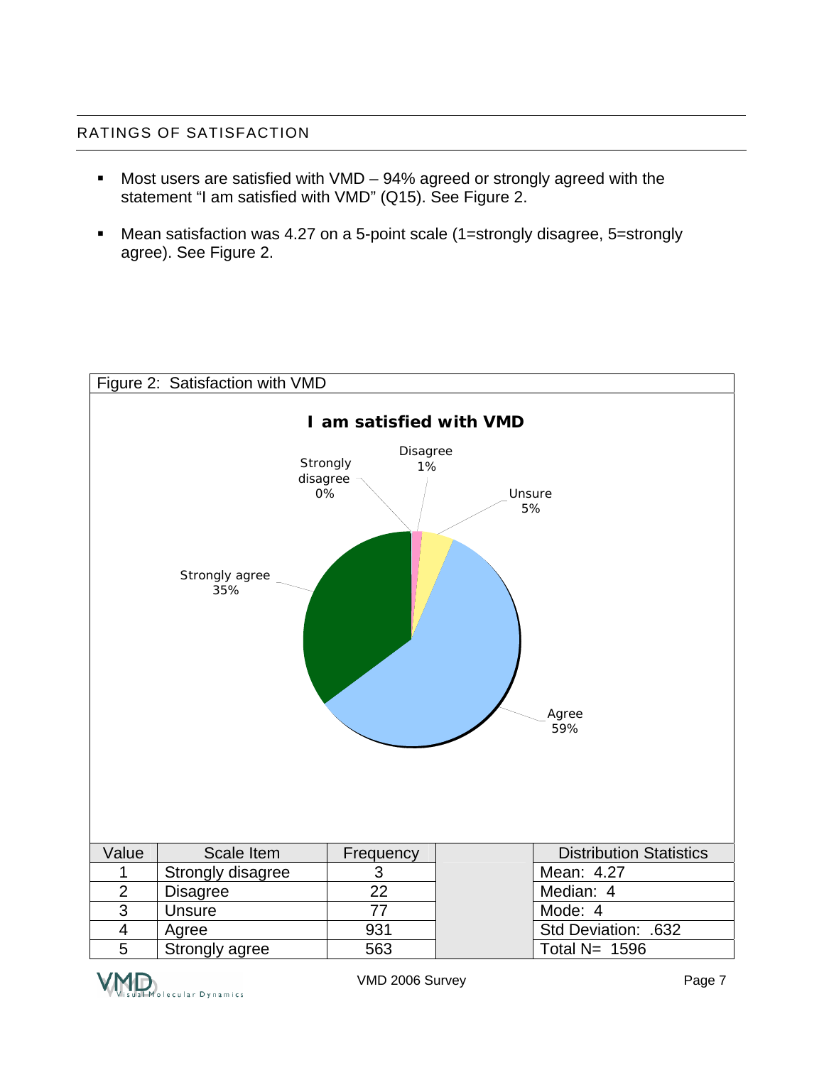## RATINGS OF SATISFACTION

- Most users are satisfied with VMD – 94% agreed or strongly agreed with the statement "I am satisfied with VMD" (Q15). See Figure 2.
- Mean satisfaction was 4.27 on a 5-point scale (1=strongly disagree, 5=strongly agree). See Figure 2.

Figure 2: Satisfaction with VMD

**I am satisfied with VMD**

Strongly disagree 0%; Disagree 1%; Unsure 5%; Agree 59%; Strongly agree 35%

| Value | Scale Item | Frequency | | Distribution Statistics |
|---|---|---|---|---|
| 1 | Strongly disagree | 3 | | Mean: 4.27 |
| 2 | Disagree | 22 | | Median: 4 |
| 3 | Unsure | 77 | | Mode: 4 |
| 4 | Agree | 931 | | Std Deviation: .632 |
| 5 | Strongly agree | 563 | | Total N= 1596 |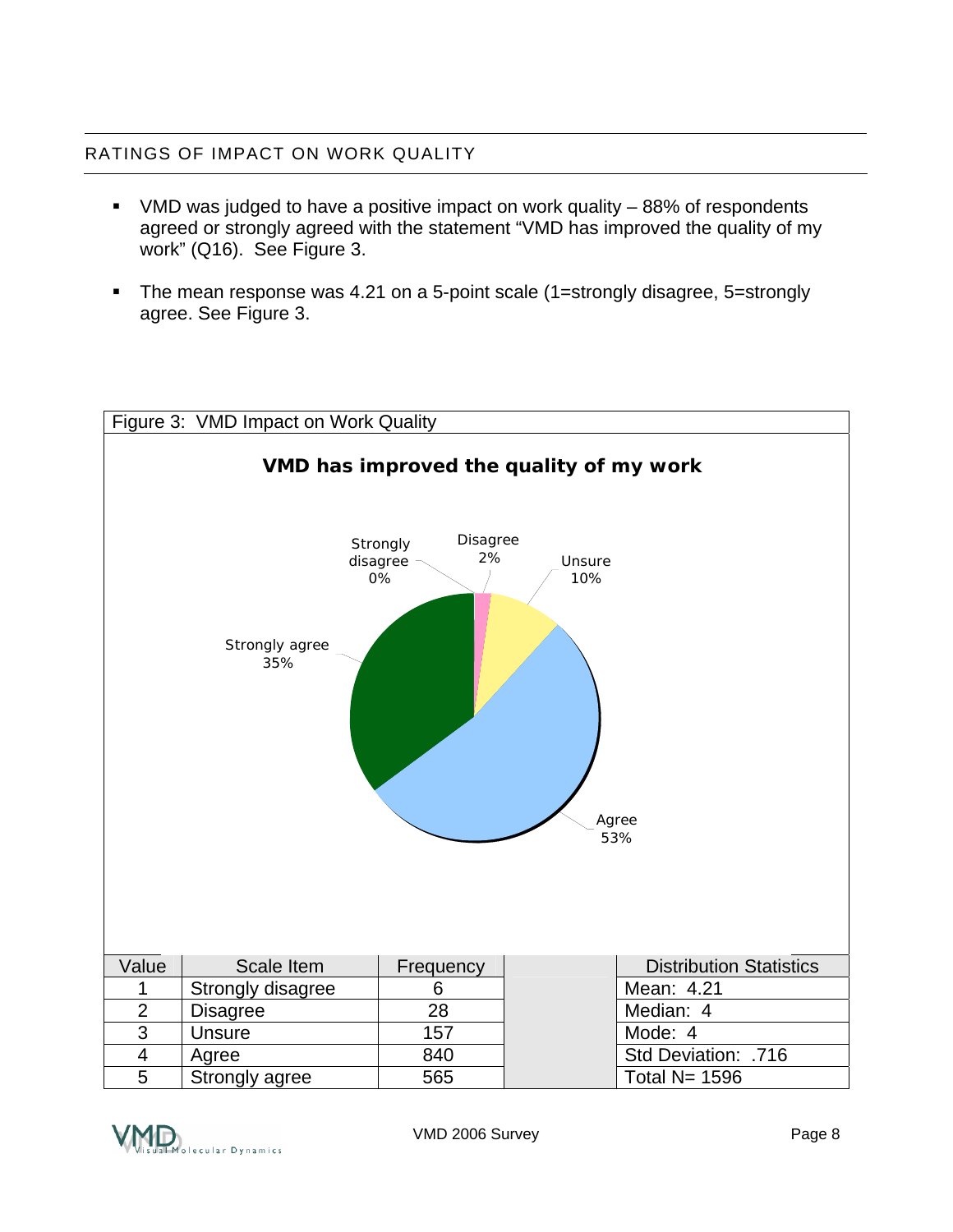## RATINGS OF IMPACT ON WORK QUALITY

- VMD was judged to have a positive impact on work quality – 88% of respondents agreed or strongly agreed with the statement "VMD has improved the quality of my work" (Q16). See Figure 3.
- The mean response was 4.21 on a 5-point scale (1=strongly disagree, 5=strongly agree. See Figure 3.

Figure 3: VMD Impact on Work Quality

**VMD has improved the quality of my work**

Strongly disagree 0%, Disagree 2%, Unsure 10%, Agree 53%, Strongly agree 35%

| Value | Scale Item | Frequency | | Distribution Statistics |
|---|---|---|---|---|
| 1 | Strongly disagree | 6 | | Mean: 4.21 |
| 2 | Disagree | 28 | | Median: 4 |
| 3 | Unsure | 157 | | Mode: 4 |
| 4 | Agree | 840 | | Std Deviation: .716 |
| 5 | Strongly agree | 565 | | Total N= 1596 |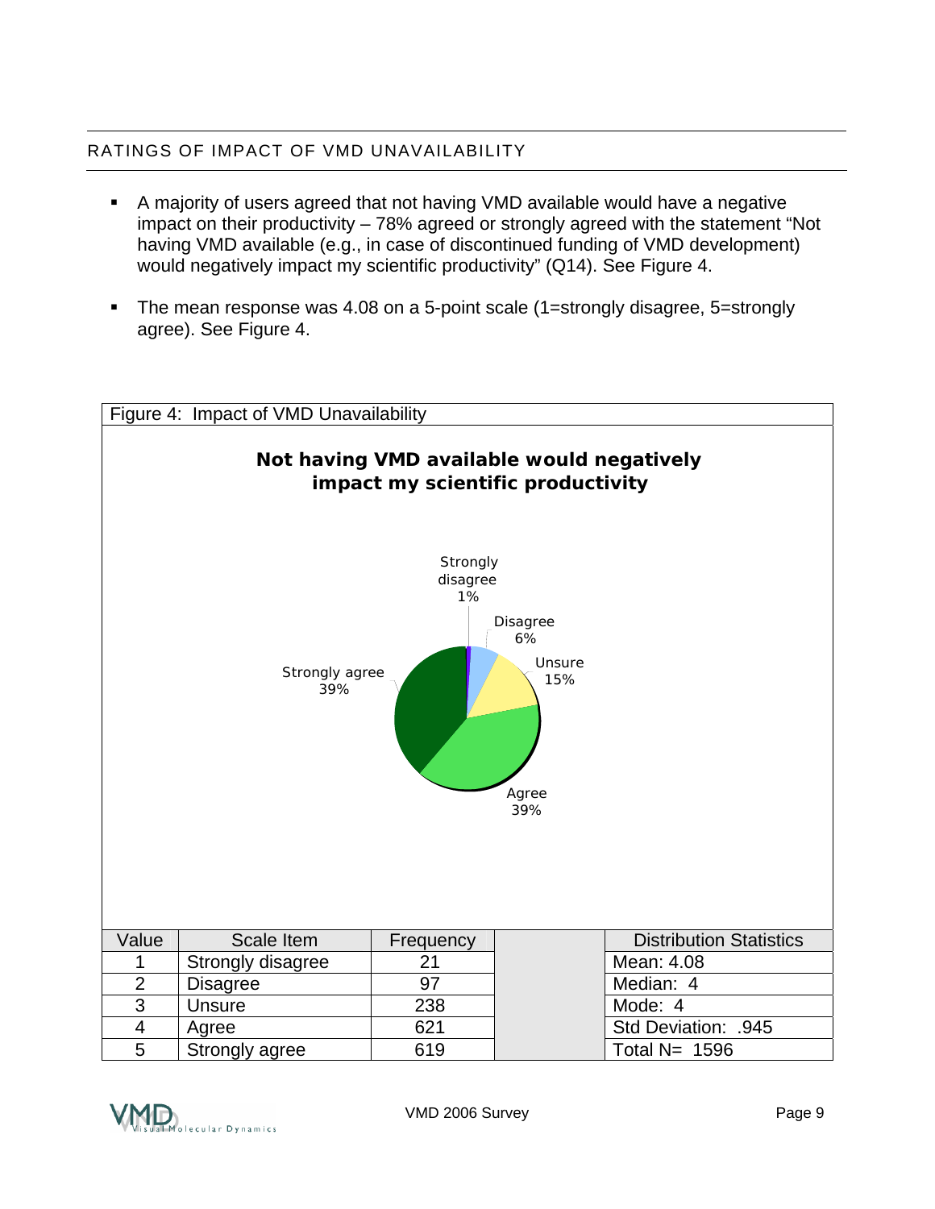## RATINGS OF IMPACT OF VMD UNAVAILABILITY

- A majority of users agreed that not having VMD available would have a negative impact on their productivity – 78% agreed or strongly agreed with the statement "Not having VMD available (e.g., in case of discontinued funding of VMD development) would negatively impact my scientific productivity" (Q14). See Figure 4.

- The mean response was 4.08 on a 5-point scale (1=strongly disagree, 5=strongly agree). See Figure 4.

Figure 4: Impact of VMD Unavailability

**Not having VMD available would negatively impact my scientific productivity**

Strongly disagree 1%
Disagree 6%
Unsure 15%
Agree 39%
Strongly agree 39%

| Value | Scale Item | Frequency | | Distribution Statistics |
|---|---|---|---|---|
| 1 | Strongly disagree | 21 | | Mean: 4.08 |
| 2 | Disagree | 97 | | Median: 4 |
| 3 | Unsure | 238 | | Mode: 4 |
| 4 | Agree | 621 | | Std Deviation: .945 |
| 5 | Strongly agree | 619 | | Total N= 1596 |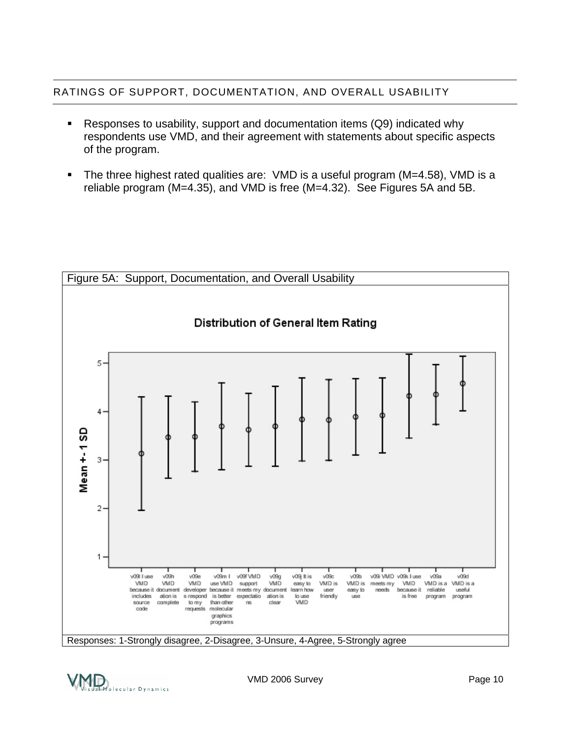## RATINGS OF SUPPORT, DOCUMENTATION, AND OVERALL USABILITY

- Responses to usability, support and documentation items (Q9) indicated why respondents use VMD, and their agreement with statements about specific aspects of the program.
- The three highest rated qualities are: VMD is a useful program (M=4.58), VMD is a reliable program (M=4.35), and VMD is free (M=4.32). See Figures 5A and 5B.

Figure 5A: Support, Documentation, and Overall Usability

**Distribution of General Item Rating**

Y-axis: Mean +- 1 SD (1 to 5)

X-axis items: v09l I use VMD because it includes source code; v09h VMD documentation is complete; v09e VMD developers respond to my requests; v09m I use VMD because it is better than other molecular graphics programs; v09f VMD support meets my expectations; v09g VMD documentation is clear; v09j It is easy to learn how to use VMD; v09c VMD is user friendly; v09b VMD is easy to use; v09i VMD meets my needs; v09k I use VMD because it is free; v09a VMD is a reliable program; v09d VMD is a useful program

Responses: 1-Strongly disagree, 2-Disagree, 3-Unsure, 4-Agree, 5-Strongly agree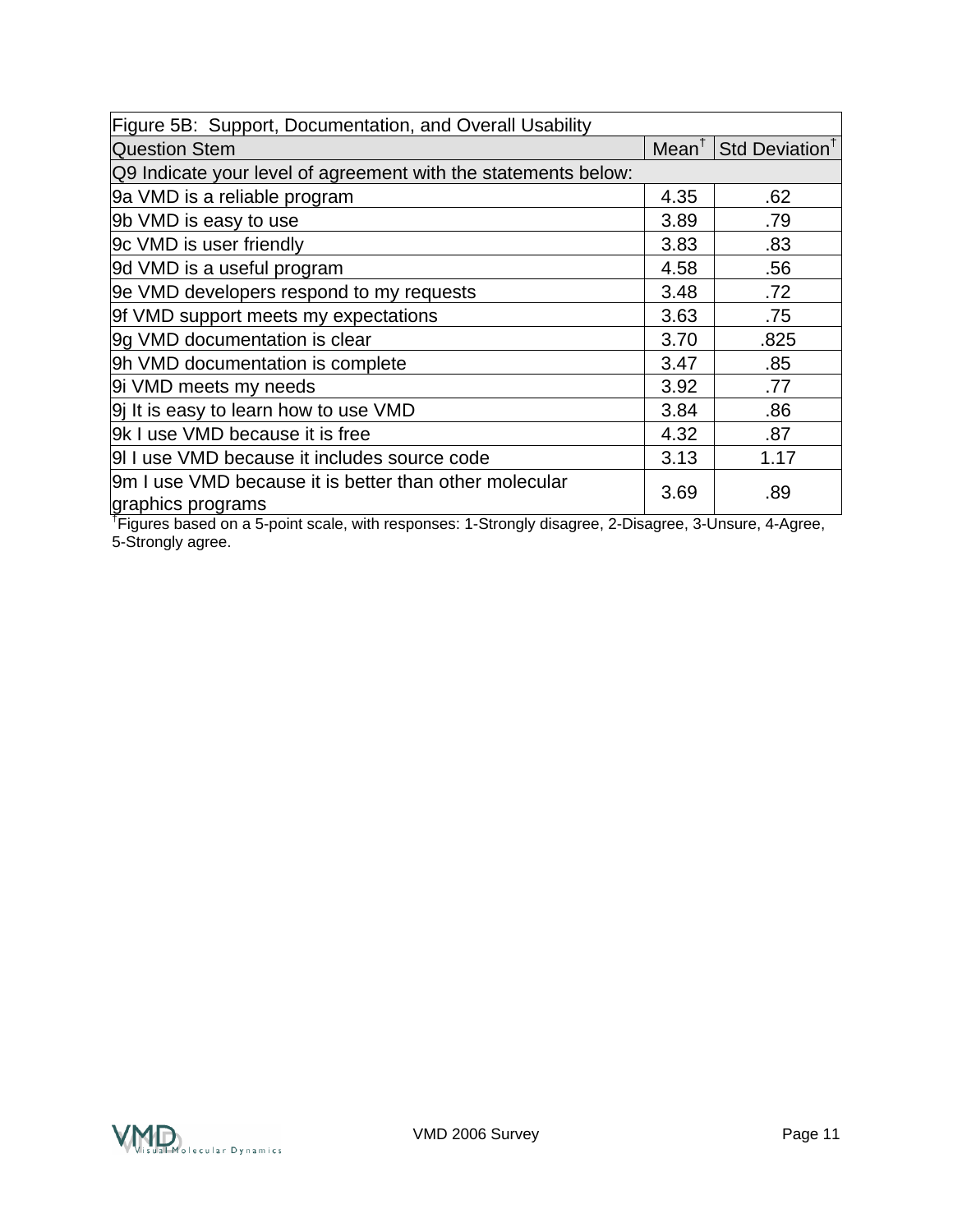| Figure 5B: Support, Documentation, and Overall Usability | | |
|---|---|---|
| Question Stem | Mean† | Std Deviation† |
| Q9 Indicate your level of agreement with the statements below: | | |
| 9a VMD is a reliable program | 4.35 | .62 |
| 9b VMD is easy to use | 3.89 | .79 |
| 9c VMD is user friendly | 3.83 | .83 |
| 9d VMD is a useful program | 4.58 | .56 |
| 9e VMD developers respond to my requests | 3.48 | .72 |
| 9f VMD support meets my expectations | 3.63 | .75 |
| 9g VMD documentation is clear | 3.70 | .825 |
| 9h VMD documentation is complete | 3.47 | .85 |
| 9i VMD meets my needs | 3.92 | .77 |
| 9j It is easy to learn how to use VMD | 3.84 | .86 |
| 9k I use VMD because it is free | 4.32 | .87 |
| 9l I use VMD because it includes source code | 3.13 | 1.17 |
| 9m I use VMD because it is better than other molecular graphics programs | 3.69 | .89 |

†Figures based on a 5-point scale, with responses: 1-Strongly disagree, 2-Disagree, 3-Unsure, 4-Agree, 5-Strongly agree.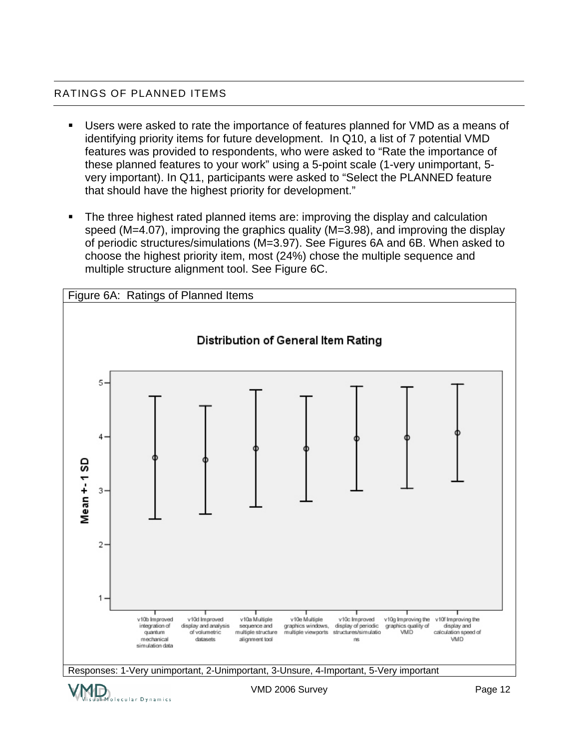## RATINGS OF PLANNED ITEMS

- Users were asked to rate the importance of features planned for VMD as a means of identifying priority items for future development. In Q10, a list of 7 potential VMD features was provided to respondents, who were asked to "Rate the importance of these planned features to your work" using a 5-point scale (1-very unimportant, 5-very important). In Q11, participants were asked to "Select the PLANNED feature that should have the highest priority for development."

- The three highest rated planned items are: improving the display and calculation speed (M=4.07), improving the graphics quality (M=3.98), and improving the display of periodic structures/simulations (M=3.97). See Figures 6A and 6B. When asked to choose the highest priority item, most (24%) chose the multiple sequence and multiple structure alignment tool. See Figure 6C.

Figure 6A: Ratings of Planned Items

Distribution of General Item Rating

Mean +- 1 SD

v10b Improved integration of quantum mechanical simulation data; v10d Improved display and analysis of volumetric datasets; v10a Multiple sequence and multiple structure alignment tool; v10e Multiple graphics windows, multiple viewports; v10c Improved display of periodic structures/simulations; v10g Improving the graphics quality of VMD; v10f Improving the display and calculation speed of VMD

Responses: 1-Very unimportant, 2-Unimportant, 3-Unsure, 4-Important, 5-Very important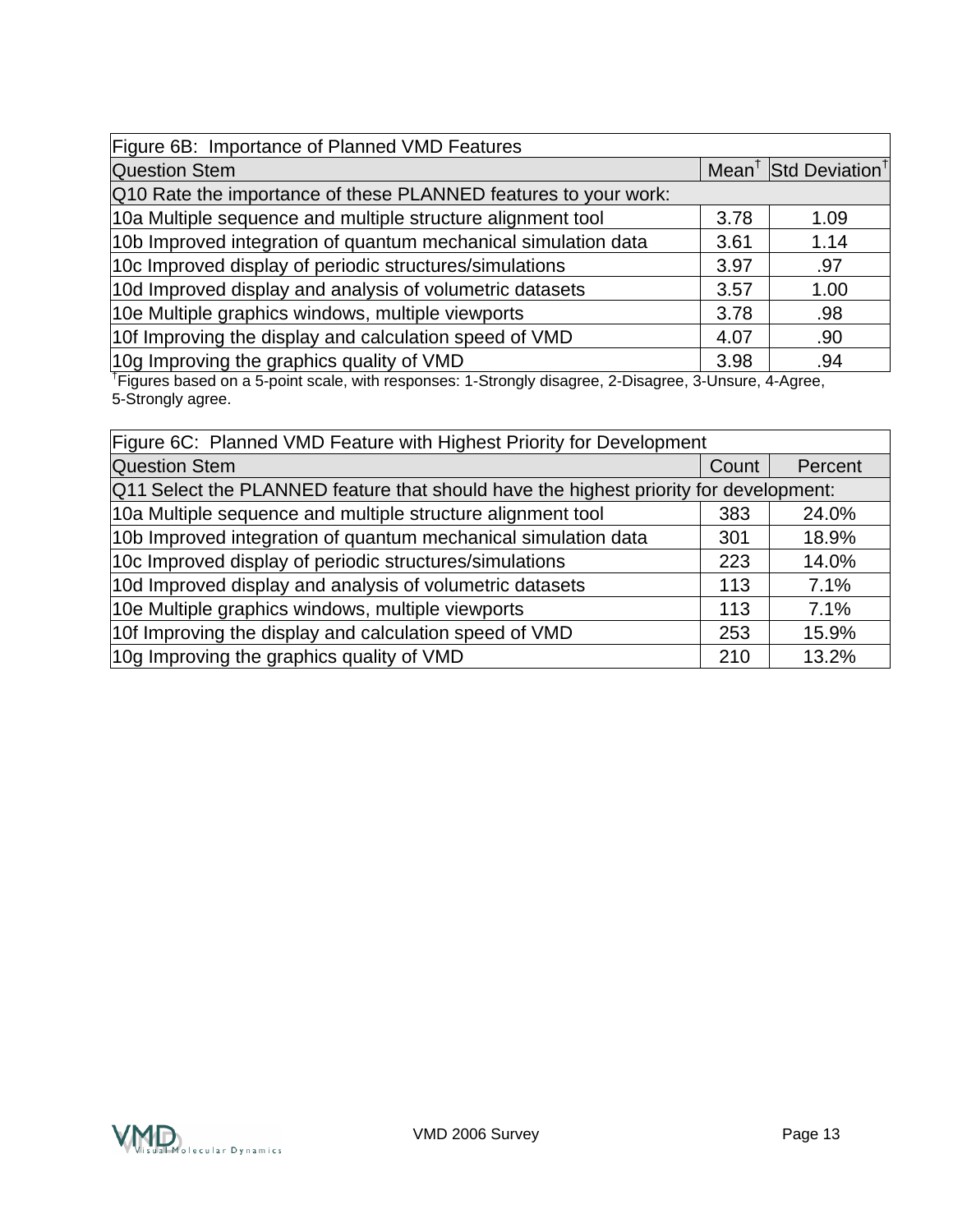| Figure 6B: Importance of Planned VMD Features | | |
|---|---|---|
| Question Stem | Mean† | Std Deviation† |
| Q10 Rate the importance of these PLANNED features to your work: | | |
| 10a Multiple sequence and multiple structure alignment tool | 3.78 | 1.09 |
| 10b Improved integration of quantum mechanical simulation data | 3.61 | 1.14 |
| 10c Improved display of periodic structures/simulations | 3.97 | .97 |
| 10d Improved display and analysis of volumetric datasets | 3.57 | 1.00 |
| 10e Multiple graphics windows, multiple viewports | 3.78 | .98 |
| 10f Improving the display and calculation speed of VMD | 4.07 | .90 |
| 10g Improving the graphics quality of VMD | 3.98 | .94 |

†Figures based on a 5-point scale, with responses: 1-Strongly disagree, 2-Disagree, 3-Unsure, 4-Agree, 5-Strongly agree.

| Figure 6C: Planned VMD Feature with Highest Priority for Development | | |
|---|---|---|
| Question Stem | Count | Percent |
| Q11 Select the PLANNED feature that should have the highest priority for development: | | |
| 10a Multiple sequence and multiple structure alignment tool | 383 | 24.0% |
| 10b Improved integration of quantum mechanical simulation data | 301 | 18.9% |
| 10c Improved display of periodic structures/simulations | 223 | 14.0% |
| 10d Improved display and analysis of volumetric datasets | 113 | 7.1% |
| 10e Multiple graphics windows, multiple viewports | 113 | 7.1% |
| 10f Improving the display and calculation speed of VMD | 253 | 15.9% |
| 10g Improving the graphics quality of VMD | 210 | 13.2% |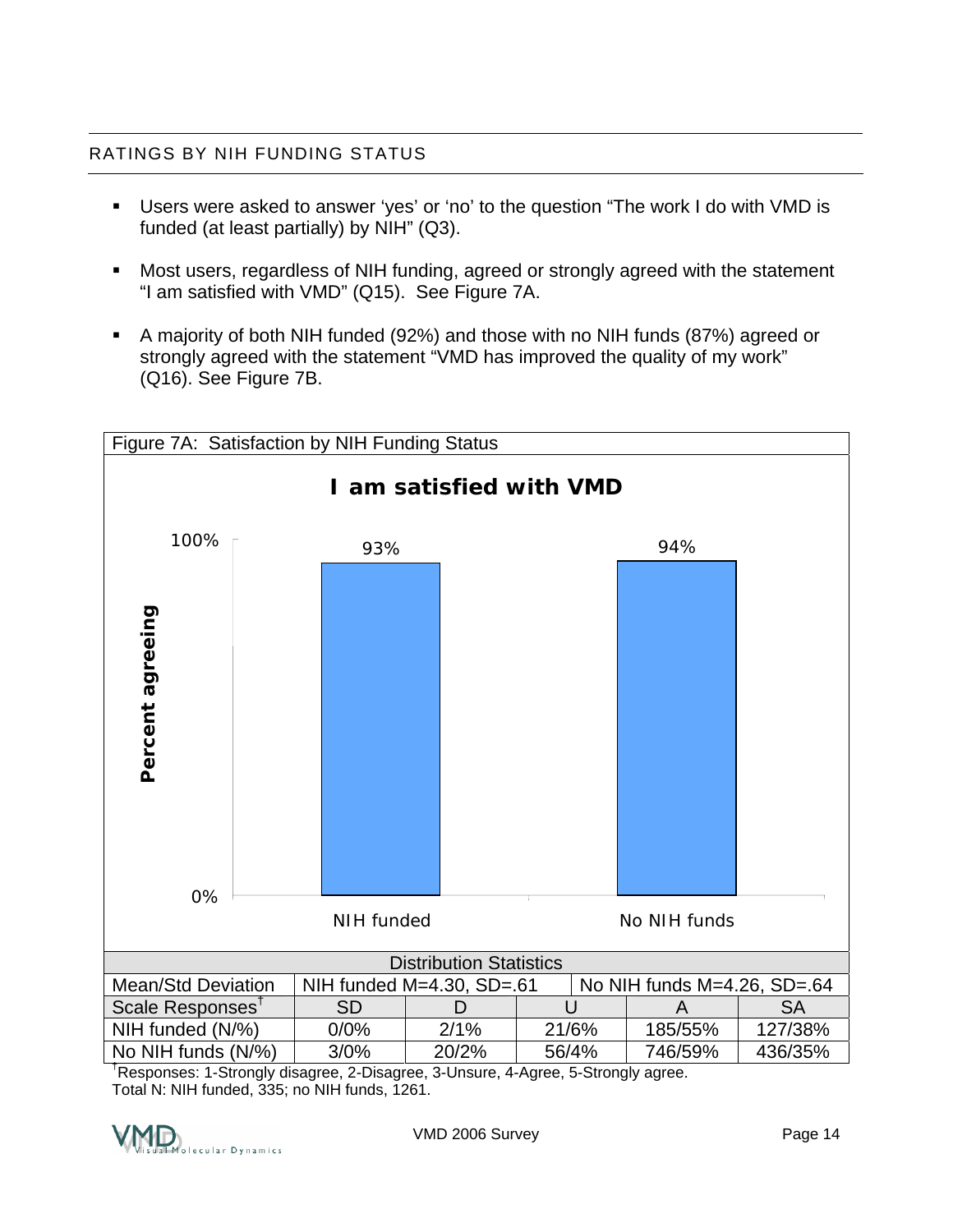## RATINGS BY NIH FUNDING STATUS

- Users were asked to answer 'yes' or 'no' to the question "The work I do with VMD is funded (at least partially) by NIH" (Q3).
- Most users, regardless of NIH funding, agreed or strongly agreed with the statement "I am satisfied with VMD" (Q15). See Figure 7A.
- A majority of both NIH funded (92%) and those with no NIH funds (87%) agreed or strongly agreed with the statement "VMD has improved the quality of my work" (Q16). See Figure 7B.

Figure 7A: Satisfaction by NIH Funding Status

**I am satisfied with VMD**

| | Percent agreeing |
|---|---|
| NIH funded | 93% |
| No NIH funds | 94% |

| Distribution Statistics | | | | | |
|---|---|---|---|---|---|
| Mean/Std Deviation | NIH funded M=4.30, SD=.61 | | | No NIH funds M=4.26, SD=.64 | |
| Scale Responses† | SD | D | U | A | SA |
| NIH funded (N/%) | 0/0% | 2/1% | 21/6% | 185/55% | 127/38% |
| No NIH funds (N/%) | 3/0% | 20/2% | 56/4% | 746/59% | 436/35% |

†Responses: 1-Strongly disagree, 2-Disagree, 3-Unsure, 4-Agree, 5-Strongly agree.
Total N: NIH funded, 335; no NIH funds, 1261.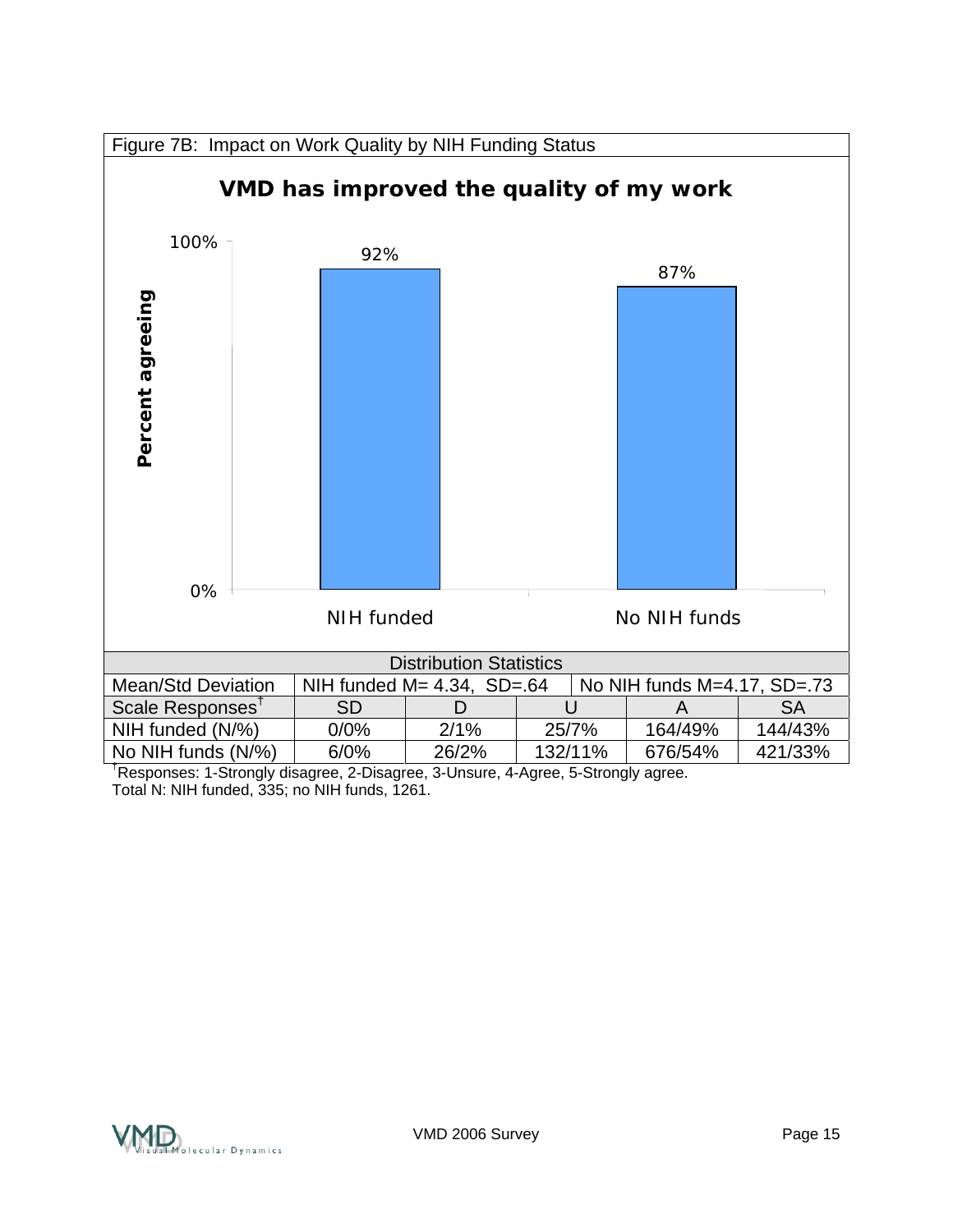Figure 7B: Impact on Work Quality by NIH Funding Status

**VMD has improved the quality of my work**

**Percent agreeing**

| | Percent agreeing |
|---|---|
| NIH funded | 92% |
| No NIH funds | 87% |

| Distribution Statistics | | | | | |
|---|---|---|---|---|---|
| Mean/Std Deviation | NIH funded M= 4.34, SD=.64 | | | No NIH funds M=4.17, SD=.73 | |
| Scale Responses[†] | SD | D | U | A | SA |
| NIH funded (N/%) | 0/0% | 2/1% | 25/7% | 164/49% | 144/43% |
| No NIH funds (N/%) | 6/0% | 26/2% | 132/11% | 676/54% | 421/33% |

[†]Responses: 1-Strongly disagree, 2-Disagree, 3-Unsure, 4-Agree, 5-Strongly agree.
Total N: NIH funded, 335; no NIH funds, 1261.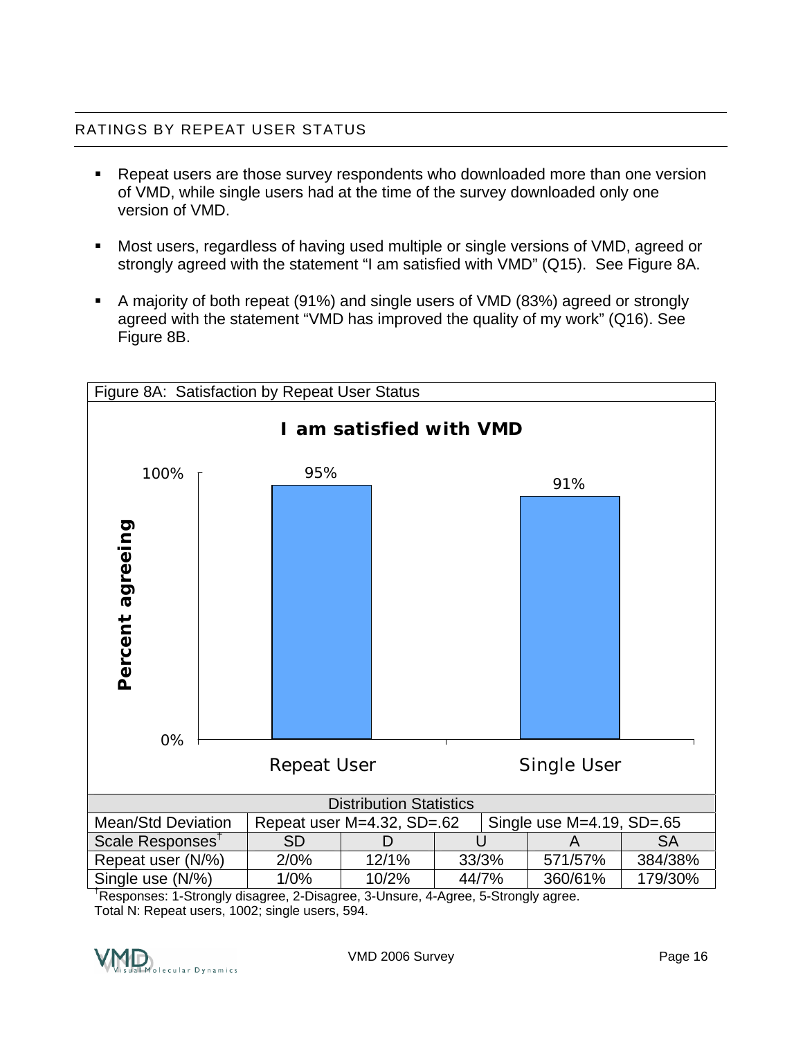## RATINGS BY REPEAT USER STATUS

- Repeat users are those survey respondents who downloaded more than one version of VMD, while single users had at the time of the survey downloaded only one version of VMD.

- Most users, regardless of having used multiple or single versions of VMD, agreed or strongly agreed with the statement "I am satisfied with VMD" (Q15). See Figure 8A.

- A majority of both repeat (91%) and single users of VMD (83%) agreed or strongly agreed with the statement "VMD has improved the quality of my work" (Q16). See Figure 8B.

Figure 8A: Satisfaction by Repeat User Status

**I am satisfied with VMD**

| | Percent agreeing |
|---|---|
| Repeat User | 95% |
| Single User | 91% |

| Distribution Statistics | | | | | |
|---|---|---|---|---|---|
| Mean/Std Deviation | Repeat user M=4.32, SD=.62 | | | Single use M=4.19, SD=.65 | |
| Scale Responses† | SD | D | U | A | SA |
| Repeat user (N/%) | 2/0% | 12/1% | 33/3% | 571/57% | 384/38% |
| Single use (N/%) | 1/0% | 10/2% | 44/7% | 360/61% | 179/30% |

†Responses: 1-Strongly disagree, 2-Disagree, 3-Unsure, 4-Agree, 5-Strongly agree.
Total N: Repeat users, 1002; single users, 594.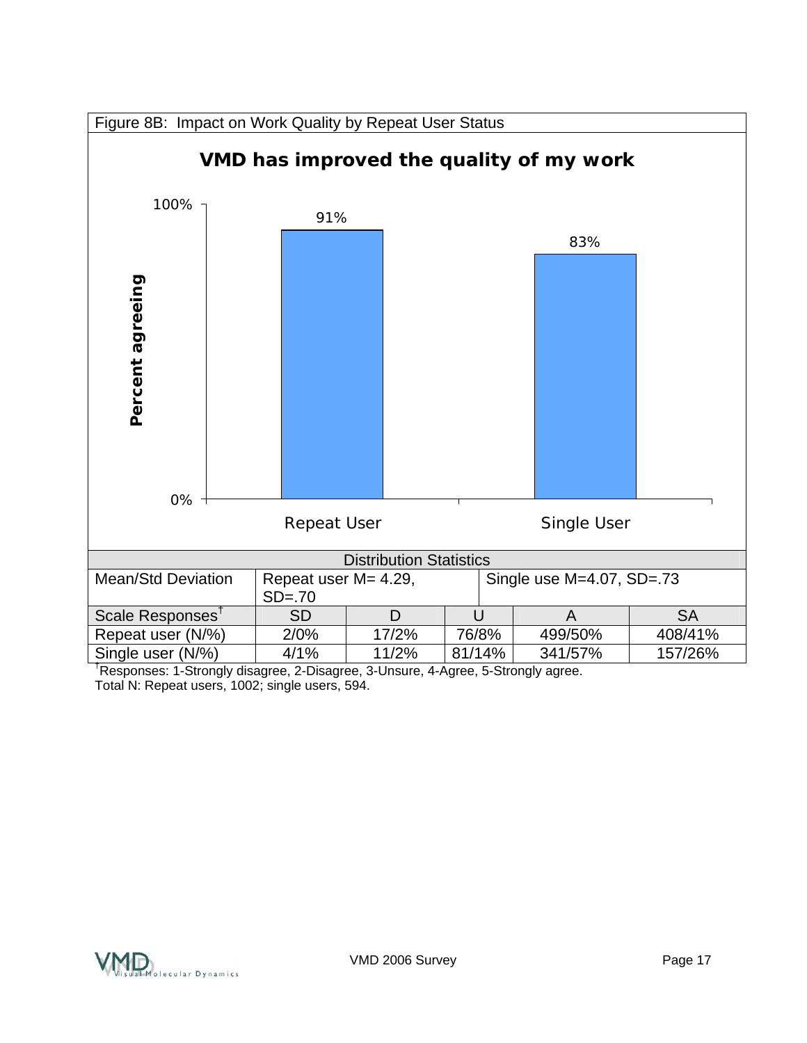Figure 8B: Impact on Work Quality by Repeat User Status

**VMD has improved the quality of my work**

| | Percent agreeing |
|---|---|
| Repeat User | 91% |
| Single User | 83% |

| Distribution Statistics | | | | | |
|---|---|---|---|---|---|
| Mean/Std Deviation | Repeat user M= 4.29, SD=.70 | | Single use M=4.07, SD=.73 | | |
| Scale Responses† | SD | D | U | A | SA |
| Repeat user (N/%) | 2/0% | 17/2% | 76/8% | 499/50% | 408/41% |
| Single user (N/%) | 4/1% | 11/2% | 81/14% | 341/57% | 157/26% |

†Responses: 1-Strongly disagree, 2-Disagree, 3-Unsure, 4-Agree, 5-Strongly agree.
Total N: Repeat users, 1002; single users, 594.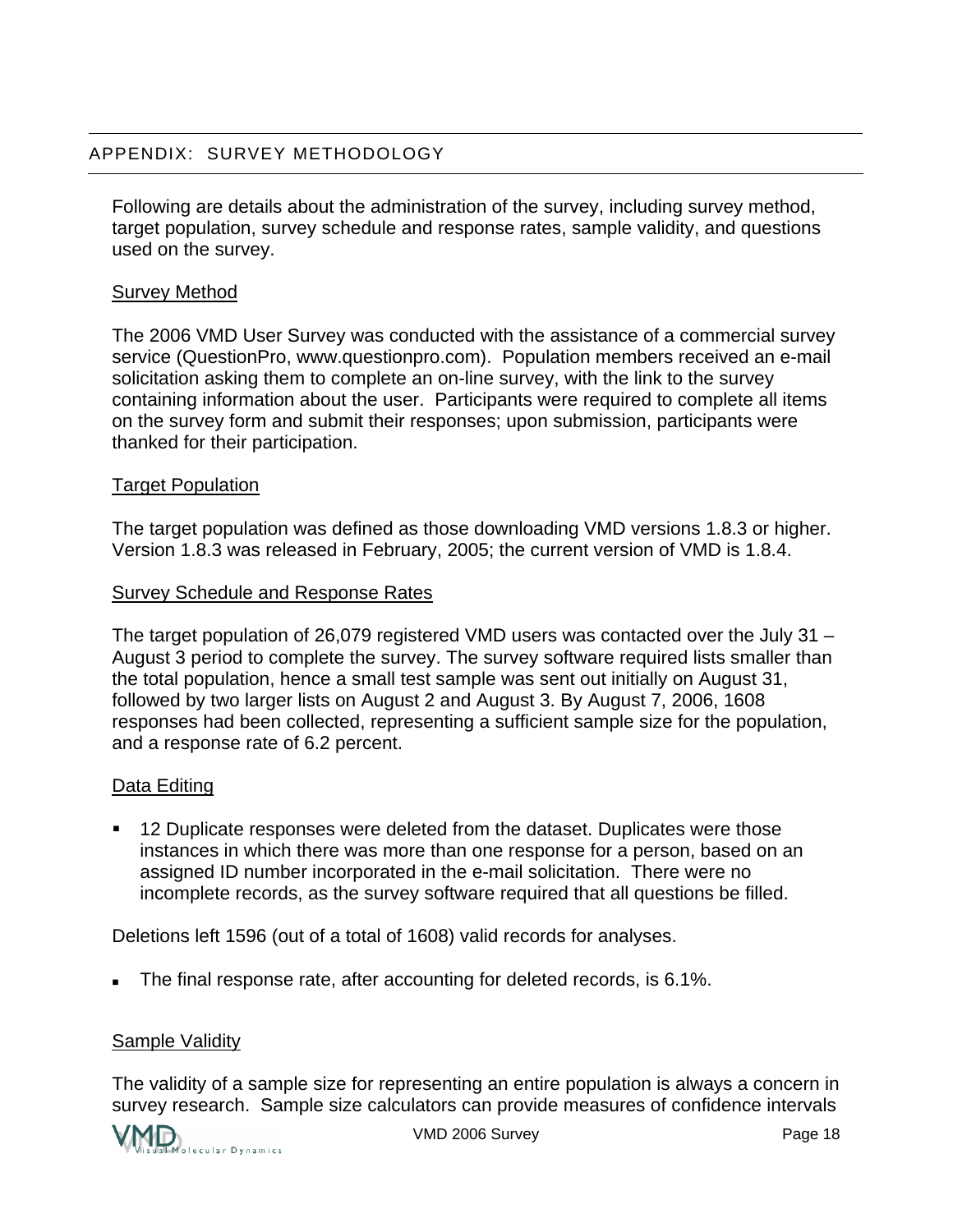## APPENDIX: SURVEY METHODOLOGY

Following are details about the administration of the survey, including survey method, target population, survey schedule and response rates, sample validity, and questions used on the survey.

### Survey Method

The 2006 VMD User Survey was conducted with the assistance of a commercial survey service (QuestionPro, www.questionpro.com). Population members received an e-mail solicitation asking them to complete an on-line survey, with the link to the survey containing information about the user. Participants were required to complete all items on the survey form and submit their responses; upon submission, participants were thanked for their participation.

### Target Population

The target population was defined as those downloading VMD versions 1.8.3 or higher. Version 1.8.3 was released in February, 2005; the current version of VMD is 1.8.4.

### Survey Schedule and Response Rates

The target population of 26,079 registered VMD users was contacted over the July 31 – August 3 period to complete the survey. The survey software required lists smaller than the total population, hence a small test sample was sent out initially on August 31, followed by two larger lists on August 2 and August 3. By August 7, 2006, 1608 responses had been collected, representing a sufficient sample size for the population, and a response rate of 6.2 percent.

### Data Editing

- 12 Duplicate responses were deleted from the dataset. Duplicates were those instances in which there was more than one response for a person, based on an assigned ID number incorporated in the e-mail solicitation. There were no incomplete records, as the survey software required that all questions be filled.

Deletions left 1596 (out of a total of 1608) valid records for analyses.

- The final response rate, after accounting for deleted records, is 6.1%.

### Sample Validity

The validity of a sample size for representing an entire population is always a concern in survey research. Sample size calculators can provide measures of confidence intervals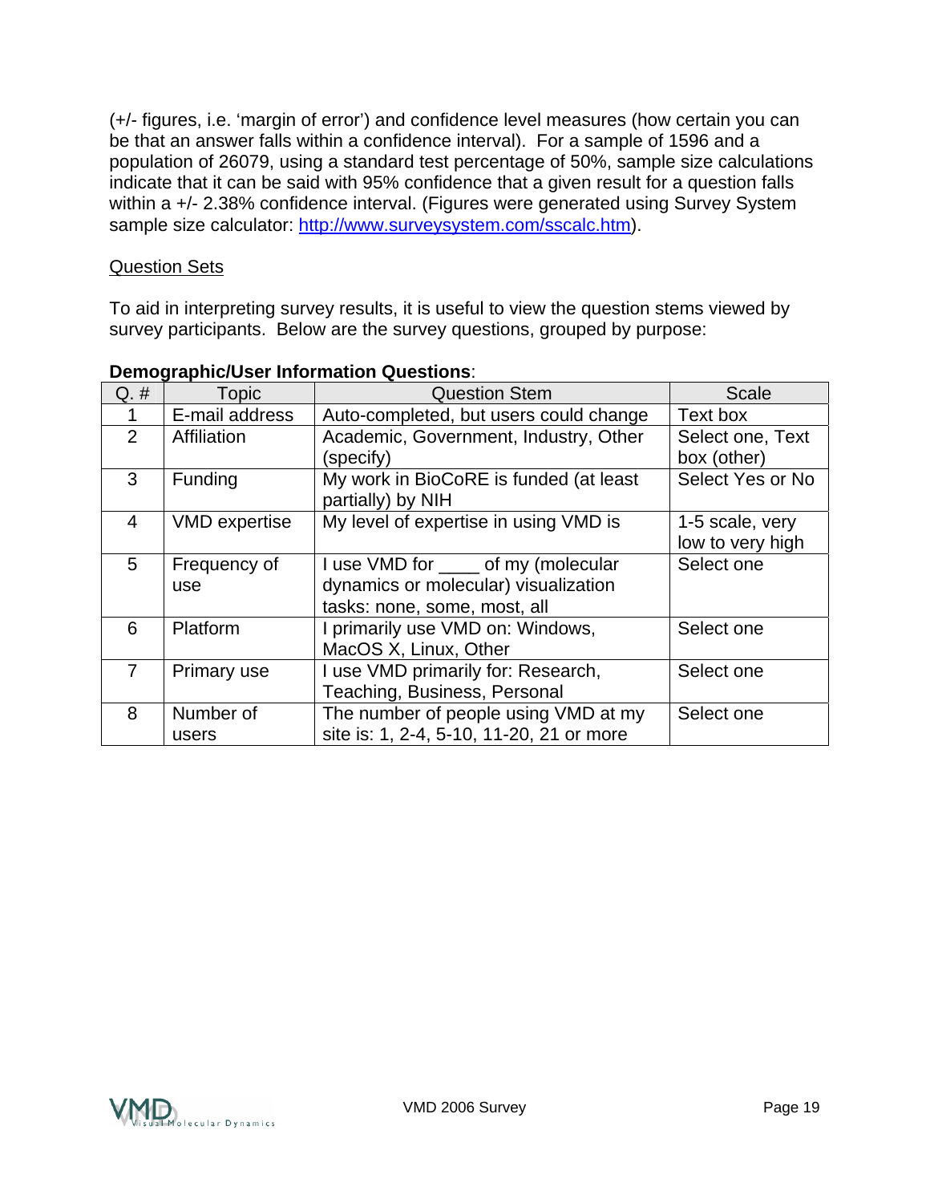(+/- figures, i.e. 'margin of error') and confidence level measures (how certain you can be that an answer falls within a confidence interval). For a sample of 1596 and a population of 26079, using a standard test percentage of 50%, sample size calculations indicate that it can be said with 95% confidence that a given result for a question falls within a +/- 2.38% confidence interval. (Figures were generated using Survey System sample size calculator: http://www.surveysystem.com/sscalc.htm).

Question Sets

To aid in interpreting survey results, it is useful to view the question stems viewed by survey participants. Below are the survey questions, grouped by purpose:

**Demographic/User Information Questions**:

| Q. # | Topic | Question Stem | Scale |
|---|---|---|---|
| 1 | E-mail address | Auto-completed, but users could change | Text box |
| 2 | Affiliation | Academic, Government, Industry, Other (specify) | Select one, Text box (other) |
| 3 | Funding | My work in BioCoRE is funded (at least partially) by NIH | Select Yes or No |
| 4 | VMD expertise | My level of expertise in using VMD is | 1-5 scale, very low to very high |
| 5 | Frequency of use | I use VMD for ____ of my (molecular dynamics or molecular) visualization tasks: none, some, most, all | Select one |
| 6 | Platform | I primarily use VMD on: Windows, MacOS X, Linux, Other | Select one |
| 7 | Primary use | I use VMD primarily for: Research, Teaching, Business, Personal | Select one |
| 8 | Number of users | The number of people using VMD at my site is: 1, 2-4, 5-10, 11-20, 21 or more | Select one |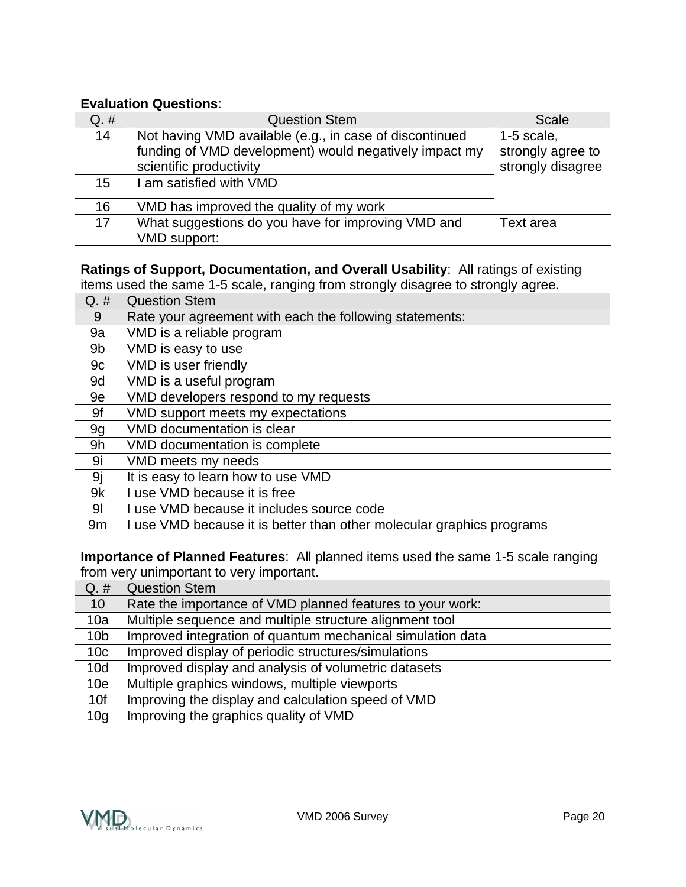**Evaluation Questions**:

| Q. # | Question Stem | Scale |
|---|---|---|
| 14 | Not having VMD available (e.g., in case of discontinued funding of VMD development) would negatively impact my scientific productivity | 1-5 scale, strongly agree to strongly disagree |
| 15 | I am satisfied with VMD | |
| 16 | VMD has improved the quality of my work | |
| 17 | What suggestions do you have for improving VMD and VMD support: | Text area |

**Ratings of Support, Documentation, and Overall Usability**: All ratings of existing items used the same 1-5 scale, ranging from strongly disagree to strongly agree.

| Q. # | Question Stem |
|---|---|
| 9 | Rate your agreement with each the following statements: |
| 9a | VMD is a reliable program |
| 9b | VMD is easy to use |
| 9c | VMD is user friendly |
| 9d | VMD is a useful program |
| 9e | VMD developers respond to my requests |
| 9f | VMD support meets my expectations |
| 9g | VMD documentation is clear |
| 9h | VMD documentation is complete |
| 9i | VMD meets my needs |
| 9j | It is easy to learn how to use VMD |
| 9k | I use VMD because it is free |
| 9l | I use VMD because it includes source code |
| 9m | I use VMD because it is better than other molecular graphics programs |

**Importance of Planned Features**: All planned items used the same 1-5 scale ranging from very unimportant to very important.

| Q. # | Question Stem |
|---|---|
| 10 | Rate the importance of VMD planned features to your work: |
| 10a | Multiple sequence and multiple structure alignment tool |
| 10b | Improved integration of quantum mechanical simulation data |
| 10c | Improved display of periodic structures/simulations |
| 10d | Improved display and analysis of volumetric datasets |
| 10e | Multiple graphics windows, multiple viewports |
| 10f | Improving the display and calculation speed of VMD |
| 10g | Improving the graphics quality of VMD |